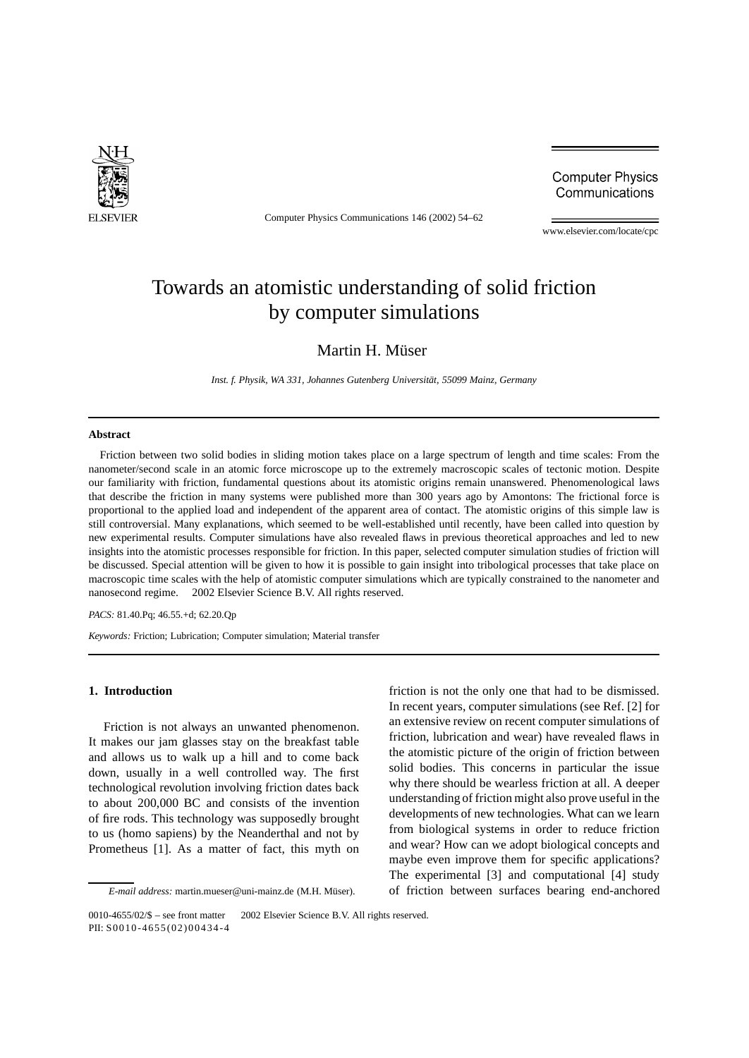# Towards an atomistic understanding of solid friction by computer simulations

Martin H. Müser

*Inst. f. Physik, WA 331, Johannes Gutenberg Universität, 55099 Mainz, Germany*

## Abstract

Friction between two solid bodies in sliding motion takes place on a large spectrum of length and time scales: From the nanometer/second scale in an atomic force microscope up to the extremely macroscopic scales of tectonic motion. Despite our familiarity with friction, fundamental questions about its atomistic origins remain unanswered. Phenomenological laws that describe the friction in many systems were published more than 300 years ago by Amontons: The frictional force is proportional to the applied load and independent of the apparent area of contact. The atomistic origins of this simple law is still controversial. Many explanations, which seemed to be well-established until recently, have been called into question by new experimental results. Computer simulations have also revealed flaws in previous theoretical approaches and led to new insights into the atomistic processes responsible for friction. In this paper, selected computer simulation studies of friction will be discussed. Special attention will be given to how it is possible to gain insight into tribological processes that take place on macroscopic time scales with the help of atomistic computer simulations which are typically constrained to the nanometer and nanosecond regime. © 2002 Elsevier Science B.V. All rights reserved.

*PACS:* 81.40.Pq; 46.55.+d; 62.20.Qp

*Keywords:* Friction; Lubrication; Computer simulation; Material transfer

## 1. Introduction

Friction is not always an unwanted phenomenon. It makes our jam glasses stay on the breakfast table and allows us to walk up a hill and to come back down, usually in a well controlled way. The first technological revolution involving friction dates back to about 200,000 BC and consists of the invention of fire rods. This technology was supposedly brought to us (homo sapiens) by the Neanderthal and not by Prometheus [1]. As a matter of fact, this myth on friction is not the only one that had to be dismissed. In recent years, computer simulations (see Ref. [2] for an extensive review on recent computer simulations of friction, lubrication and wear) have revealed flaws in the atomistic picture of the origin of friction between solid bodies. This concerns in particular the issue why there should be wearless friction at all. A deeper understanding of friction might also prove useful in the developments of new technologies. What can we learn from biological systems in order to reduce friction and wear? How can we adopt biological concepts and maybe even improve them for specific applications? The experimental [3] and computational [4] study of friction between surfaces bearing end-anchored

*E-mail address:* martin.mueser@uni-mainz.de (M.H. Müser).

0010-4655/02/$ – see front matter © 2002 Elsevier Science B.V. All rights reserved.
PII: S0010-4655(02)00434-4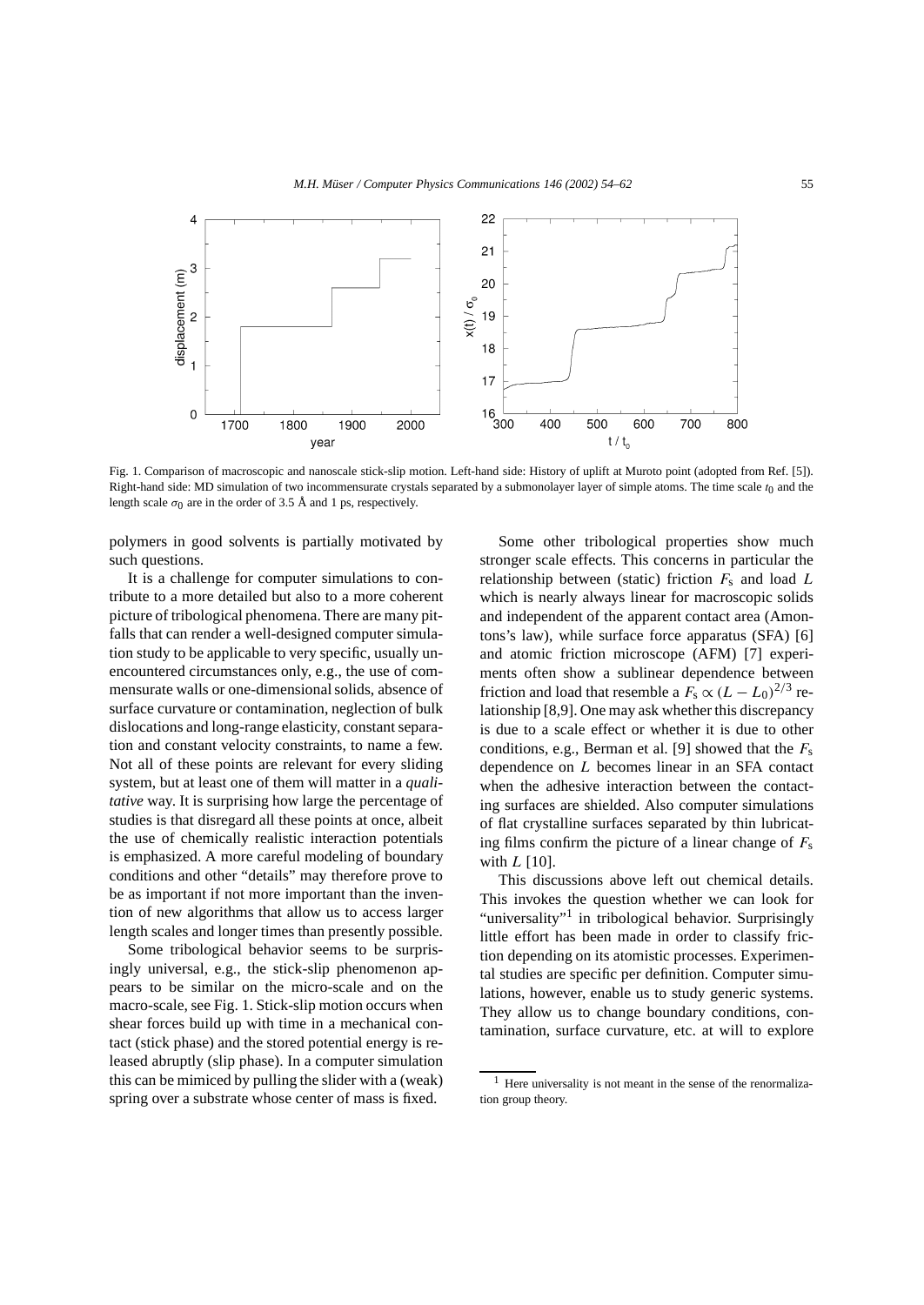Fig. 1. Comparison of macroscopic and nanoscale stick-slip motion. Left-hand side: History of uplift at Muroto point (adopted from Ref. [5]). Right-hand side: MD simulation of two incommensurate crystals separated by a submonolayer layer of simple atoms. The time scale $t_0$ and the length scale $\sigma_0$ are in the order of 3.5 Å and 1 ps, respectively.

polymers in good solvents is partially motivated by such questions.

It is a challenge for computer simulations to contribute to a more detailed but also to a more coherent picture of tribological phenomena. There are many pitfalls that can render a well-designed computer simulation study to be applicable to very specific, usually unencountered circumstances only, e.g., the use of commensurate walls or one-dimensional solids, absence of surface curvature or contamination, neglection of bulk dislocations and long-range elasticity, constant separation and constant velocity constraints, to name a few. Not all of these points are relevant for every sliding system, but at least one of them will matter in a *qualitative* way. It is surprising how large the percentage of studies is that disregard all these points at once, albeit the use of chemically realistic interaction potentials is emphasized. A more careful modeling of boundary conditions and other "details" may therefore prove to be as important if not more important than the invention of new algorithms that allow us to access larger length scales and longer times than presently possible.

Some tribological behavior seems to be surprisingly universal, e.g., the stick-slip phenomenon appears to be similar on the micro-scale and on the macro-scale, see Fig. 1. Stick-slip motion occurs when shear forces build up with time in a mechanical contact (stick phase) and the stored potential energy is released abruptly (slip phase). In a computer simulation this can be mimiced by pulling the slider with a (weak) spring over a substrate whose center of mass is fixed.

Some other tribological properties show much stronger scale effects. This concerns in particular the relationship between (static) friction $F_s$ and load $L$ which is nearly always linear for macroscopic solids and independent of the apparent contact area (Amontons's law), while surface force apparatus (SFA) [6] and atomic friction microscope (AFM) [7] experiments often show a sublinear dependence between friction and load that resemble a $F_s \propto (L - L_0)^{2/3}$ relationship [8,9]. One may ask whether this discrepancy is due to a scale effect or whether it is due to other conditions, e.g., Berman et al. [9] showed that the $F_s$ dependence on $L$ becomes linear in an SFA contact when the adhesive interaction between the contacting surfaces are shielded. Also computer simulations of flat crystalline surfaces separated by thin lubricating films confirm the picture of a linear change of $F_s$ with $L$ [10].

This discussions above left out chemical details. This invokes the question whether we can look for "universality"[1] in tribological behavior. Surprisingly little effort has been made in order to classify friction depending on its atomistic processes. Experimental studies are specific per definition. Computer simulations, however, enable us to study generic systems. They allow us to change boundary conditions, contamination, surface curvature, etc. at will to explore

[1] Here universality is not meant in the sense of the renormalization group theory.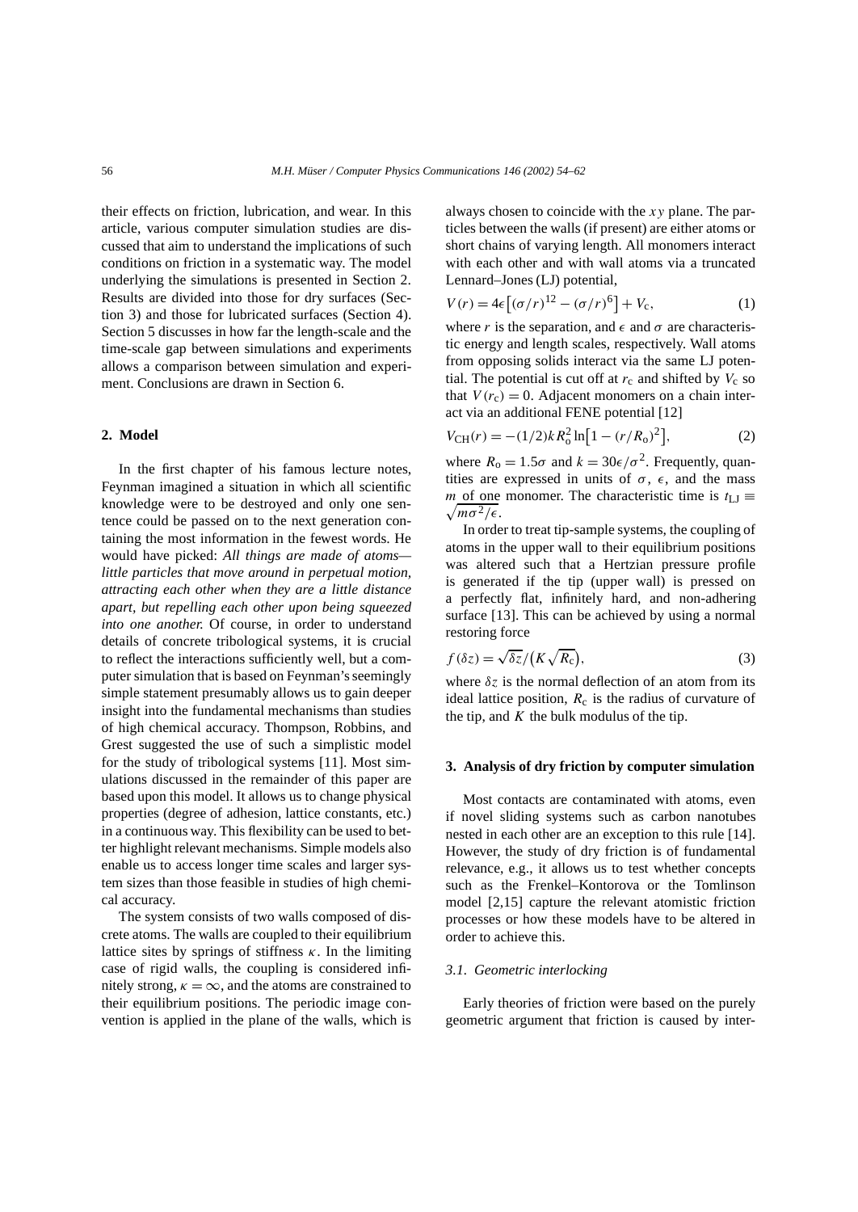their effects on friction, lubrication, and wear. In this article, various computer simulation studies are discussed that aim to understand the implications of such conditions on friction in a systematic way. The model underlying the simulations is presented in Section 2. Results are divided into those for dry surfaces (Section 3) and those for lubricated surfaces (Section 4). Section 5 discusses in how far the length-scale and the time-scale gap between simulations and experiments allows a comparison between simulation and experiment. Conclusions are drawn in Section 6.

## 2. Model

In the first chapter of his famous lecture notes, Feynman imagined a situation in which all scientific knowledge were to be destroyed and only one sentence could be passed on to the next generation containing the most information in the fewest words. He would have picked: *All things are made of atoms—little particles that move around in perpetual motion, attracting each other when they are a little distance apart, but repelling each other upon being squeezed into one another.* Of course, in order to understand details of concrete tribological systems, it is crucial to reflect the interactions sufficiently well, but a computer simulation that is based on Feynman's seemingly simple statement presumably allows us to gain deeper insight into the fundamental mechanisms than studies of high chemical accuracy. Thompson, Robbins, and Grest suggested the use of such a simplistic model for the study of tribological systems [11]. Most simulations discussed in the remainder of this paper are based upon this model. It allows us to change physical properties (degree of adhesion, lattice constants, etc.) in a continuous way. This flexibility can be used to better highlight relevant mechanisms. Simple models also enable us to access longer time scales and larger system sizes than those feasible in studies of high chemical accuracy.

The system consists of two walls composed of discrete atoms. The walls are coupled to their equilibrium lattice sites by springs of stiffness $\kappa$. In the limiting case of rigid walls, the coupling is considered infinitely strong, $\kappa = \infty$, and the atoms are constrained to their equilibrium positions. The periodic image convention is applied in the plane of the walls, which is always chosen to coincide with the $xy$ plane. The particles between the walls (if present) are either atoms or short chains of varying length. All monomers interact with each other and with wall atoms via a truncated Lennard–Jones (LJ) potential,

$$V(r) = 4\epsilon\left[(\sigma/r)^{12} - (\sigma/r)^{6}\right] + V_{\mathrm{c}}, \tag{1}$$

where $r$ is the separation, and $\epsilon$ and $\sigma$ are characteristic energy and length scales, respectively. Wall atoms from opposing solids interact via the same LJ potential. The potential is cut off at $r_{\mathrm{c}}$ and shifted by $V_{\mathrm{c}}$ so that $V(r_{\mathrm{c}}) = 0$. Adjacent monomers on a chain interact via an additional FENE potential [12]

$$V_{\mathrm{CH}}(r) = -(1/2)kR_{\mathrm{o}}^{2}\ln\left[1 - (r/R_{\mathrm{o}})^{2}\right], \tag{2}$$

where $R_{\mathrm{o}} = 1.5\sigma$ and $k = 30\epsilon/\sigma^{2}$. Frequently, quantities are expressed in units of $\sigma$, $\epsilon$, and the mass $m$ of one monomer. The characteristic time is $t_{\mathrm{LJ}} \equiv \sqrt{m\sigma^{2}/\epsilon}$.

In order to treat tip-sample systems, the coupling of atoms in the upper wall to their equilibrium positions was altered such that a Hertzian pressure profile is generated if the tip (upper wall) is pressed on a perfectly flat, infinitely hard, and non-adhering surface [13]. This can be achieved by using a normal restoring force

$$f(\delta z) = \sqrt{\delta z}/\left(K\sqrt{R_{\mathrm{c}}}\right), \tag{3}$$

where $\delta z$ is the normal deflection of an atom from its ideal lattice position, $R_{\mathrm{c}}$ is the radius of curvature of the tip, and $K$ the bulk modulus of the tip.

## 3. Analysis of dry friction by computer simulation

Most contacts are contaminated with atoms, even if novel sliding systems such as carbon nanotubes nested in each other are an exception to this rule [14]. However, the study of dry friction is of fundamental relevance, e.g., it allows us to test whether concepts such as the Frenkel–Kontorova or the Tomlinson model [2,15] capture the relevant atomistic friction processes or how these models have to be altered in order to achieve this.

### *3.1. Geometric interlocking*

Early theories of friction were based on the purely geometric argument that friction is caused by inter-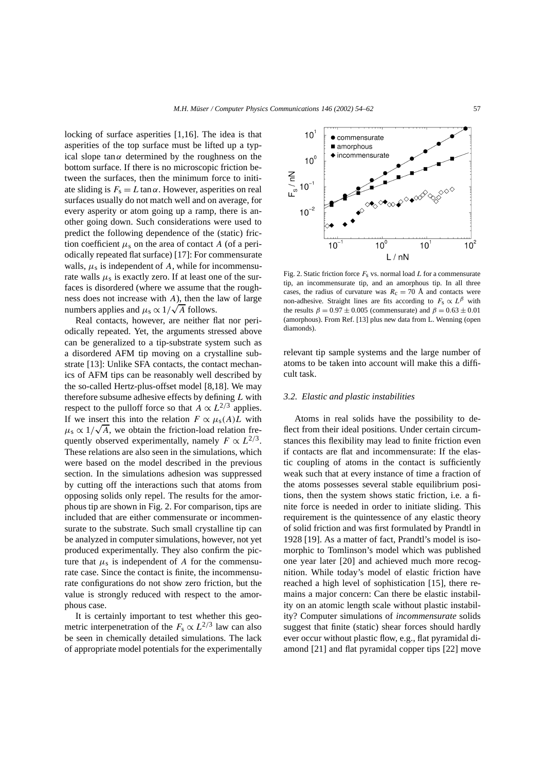locking of surface asperities [1,16]. The idea is that asperities of the top surface must be lifted up a typical slope $\tan\alpha$ determined by the roughness on the bottom surface. If there is no microscopic friction between the surfaces, then the minimum force to initiate sliding is $F_s = L\tan\alpha$. However, asperities on real surfaces usually do not match well and on average, for every asperity or atom going up a ramp, there is another going down. Such considerations were used to predict the following dependence of the (static) friction coefficient $\mu_s$ on the area of contact $A$ (of a periodically repeated flat surface) [17]: For commensurate walls, $\mu_s$ is independent of $A$, while for incommensurate walls $\mu_s$ is exactly zero. If at least one of the surfaces is disordered (where we assume that the roughness does not increase with $A$), then the law of large numbers applies and $\mu_s \propto 1/\sqrt{A}$ follows.

Real contacts, however, are neither flat nor periodically repeated. Yet, the arguments stressed above can be generalized to a tip-substrate system such as a disordered AFM tip moving on a crystalline substrate [13]: Unlike SFA contacts, the contact mechanics of AFM tips can be reasonably well described by the so-called Hertz-plus-offset model [8,18]. We may therefore subsume adhesive effects by defining $L$ with respect to the pulloff force so that $A \propto L^{2/3}$ applies. If we insert this into the relation $F \propto \mu_s(A)L$ with $\mu_s \propto 1/\sqrt{A}$, we obtain the friction-load relation frequently observed experimentally, namely $F \propto L^{2/3}$. These relations are also seen in the simulations, which were based on the model described in the previous section. In the simulations adhesion was suppressed by cutting off the interactions such that atoms from opposing solids only repel. The results for the amorphous tip are shown in Fig. 2. For comparison, tips are included that are either commensurate or incommensurate to the substrate. Such small crystalline tip can be analyzed in computer simulations, however, not yet produced experimentally. They also confirm the picture that $\mu_s$ is independent of $A$ for the commensurate case. Since the contact is finite, the incommensurate configurations do not show zero friction, but the value is strongly reduced with respect to the amorphous case.

It is certainly important to test whether this geometric interpenetration of the $F_s \propto L^{2/3}$ law can also be seen in chemically detailed simulations. The lack of appropriate model potentials for the experimentally relevant tip sample systems and the large number of atoms to be taken into account will make this a difficult task.

Fig. 2. Static friction force $F_s$ vs. normal load $L$ for a commensurate tip, an incommensurate tip, and an amorphous tip. In all three cases, the radius of curvature was $R_c = 70$ Å and contacts were non-adhesive. Straight lines are fits according to $F_s \propto L^{\beta}$ with the results $\beta = 0.97 \pm 0.005$ (commensurate) and $\beta = 0.63 \pm 0.01$ (amorphous). From Ref. [13] plus new data from L. Wenning (open diamonds).

### 3.2. Elastic and plastic instabilities

Atoms in real solids have the possibility to deflect from their ideal positions. Under certain circumstances this flexibility may lead to finite friction even if contacts are flat and incommensurate: If the elastic coupling of atoms in the contact is sufficiently weak such that at every instance of time a fraction of the atoms possesses several stable equilibrium positions, then the system shows static friction, i.e. a finite force is needed in order to initiate sliding. This requirement is the quintessence of any elastic theory of solid friction and was first formulated by Prandtl in 1928 [19]. As a matter of fact, Prandtl's model is isomorphic to Tomlinson's model which was published one year later [20] and achieved much more recognition. While today's model of elastic friction have reached a high level of sophistication [15], there remains a major concern: Can there be elastic instability on an atomic length scale without plastic instability? Computer simulations of *incommensurate* solids suggest that finite (static) shear forces should hardly ever occur without plastic flow, e.g., flat pyramidal diamond [21] and flat pyramidal copper tips [22] move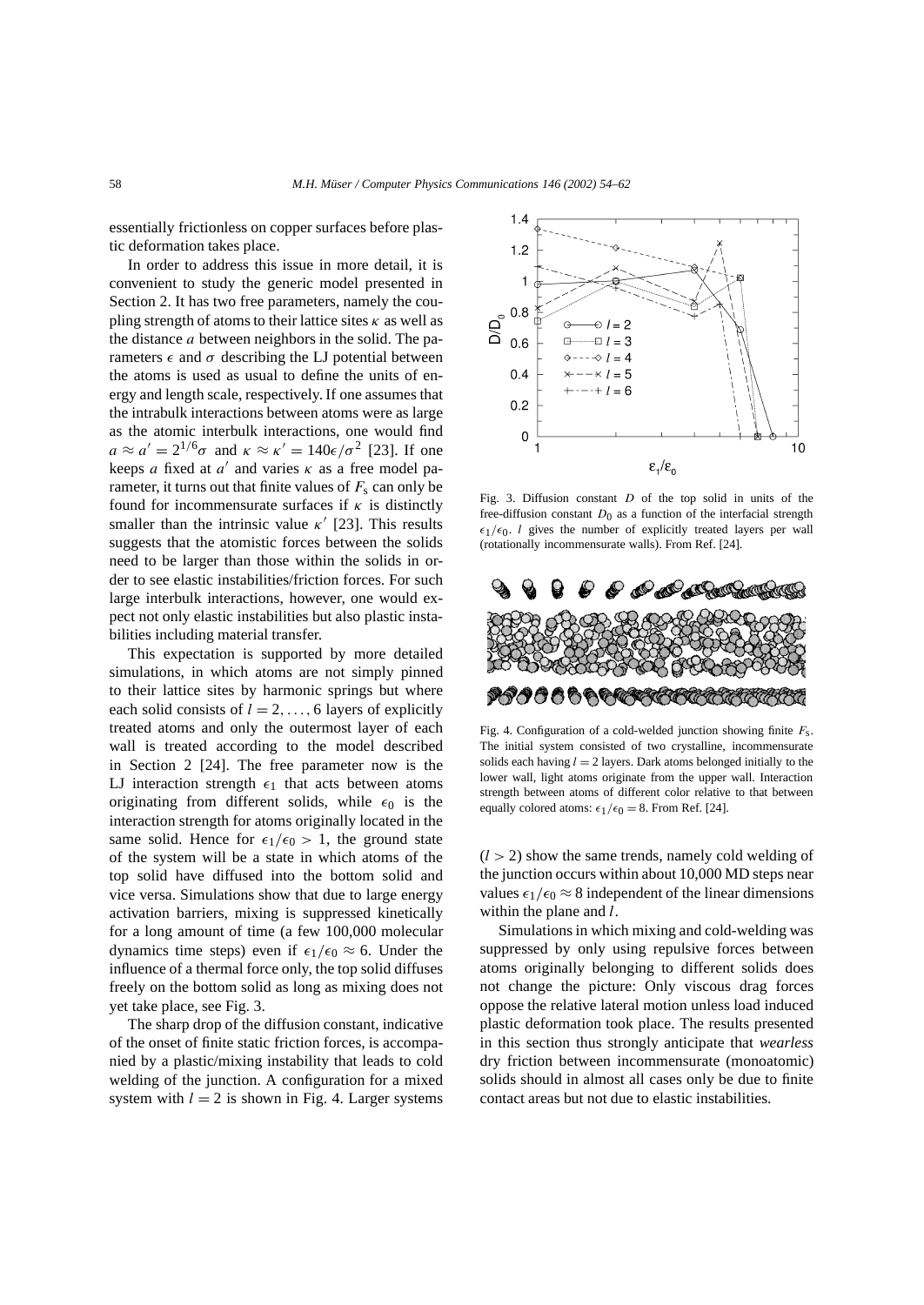essentially frictionless on copper surfaces before plastic deformation takes place.

In order to address this issue in more detail, it is convenient to study the generic model presented in Section 2. It has two free parameters, namely the coupling strength of atoms to their lattice sites $\kappa$ as well as the distance $a$ between neighbors in the solid. The parameters $\epsilon$ and $\sigma$ describing the LJ potential between the atoms is used as usual to define the units of energy and length scale, respectively. If one assumes that the intrabulk interactions between atoms were as large as the atomic interbulk interactions, one would find $a \approx a' = 2^{1/6}\sigma$ and $\kappa \approx \kappa' = 140\epsilon/\sigma^2$ [23]. If one keeps $a$ fixed at $a'$ and varies $\kappa$ as a free model parameter, it turns out that finite values of $F_s$ can only be found for incommensurate surfaces if $\kappa$ is distinctly smaller than the intrinsic value $\kappa'$ [23]. This results suggests that the atomistic forces between the solids need to be larger than those within the solids in order to see elastic instabilities/friction forces. For such large interbulk interactions, however, one would expect not only elastic instabilities but also plastic instabilities including material transfer.

This expectation is supported by more detailed simulations, in which atoms are not simply pinned to their lattice sites by harmonic springs but where each solid consists of $l = 2, \ldots, 6$ layers of explicitly treated atoms and only the outermost layer of each wall is treated according to the model described in Section 2 [24]. The free parameter now is the LJ interaction strength $\epsilon_1$ that acts between atoms originating from different solids, while $\epsilon_0$ is the interaction strength for atoms originally located in the same solid. Hence for $\epsilon_1/\epsilon_0 > 1$, the ground state of the system will be a state in which atoms of the top solid have diffused into the bottom solid and vice versa. Simulations show that due to large energy activation barriers, mixing is suppressed kinetically for a long amount of time (a few 100,000 molecular dynamics time steps) even if $\epsilon_1/\epsilon_0 \approx 6$. Under the influence of a thermal force only, the top solid diffuses freely on the bottom solid as long as mixing does not yet take place, see Fig. 3.

Fig. 3. Diffusion constant $D$ of the top solid in units of the free-diffusion constant $D_0$ as a function of the interfacial strength $\epsilon_1/\epsilon_0$. $l$ gives the number of explicitly treated layers per wall (rotationally incommensurate walls). From Ref. [24].

The sharp drop of the diffusion constant, indicative of the onset of finite static friction forces, is accompanied by a plastic/mixing instability that leads to cold welding of the junction. A configuration for a mixed system with $l = 2$ is shown in Fig. 4. Larger systems ($l > 2$) show the same trends, namely cold welding of the junction occurs within about 10,000 MD steps near values $\epsilon_1/\epsilon_0 \approx 8$ independent of the linear dimensions within the plane and $l$.

Fig. 4. Configuration of a cold-welded junction showing finite $F_s$. The initial system consisted of two crystalline, incommensurate solids each having $l = 2$ layers. Dark atoms belonged initially to the lower wall, light atoms originate from the upper wall. Interaction strength between atoms of different color relative to that between equally colored atoms: $\epsilon_1/\epsilon_0 = 8$. From Ref. [24].

Simulations in which mixing and cold-welding was suppressed by only using repulsive forces between atoms originally belonging to different solids does not change the picture: Only viscous drag forces oppose the relative lateral motion unless load induced plastic deformation took place. The results presented in this section thus strongly anticipate that *wearless* dry friction between incommensurate (monoatomic) solids should in almost all cases only be due to finite contact areas but not due to elastic instabilities.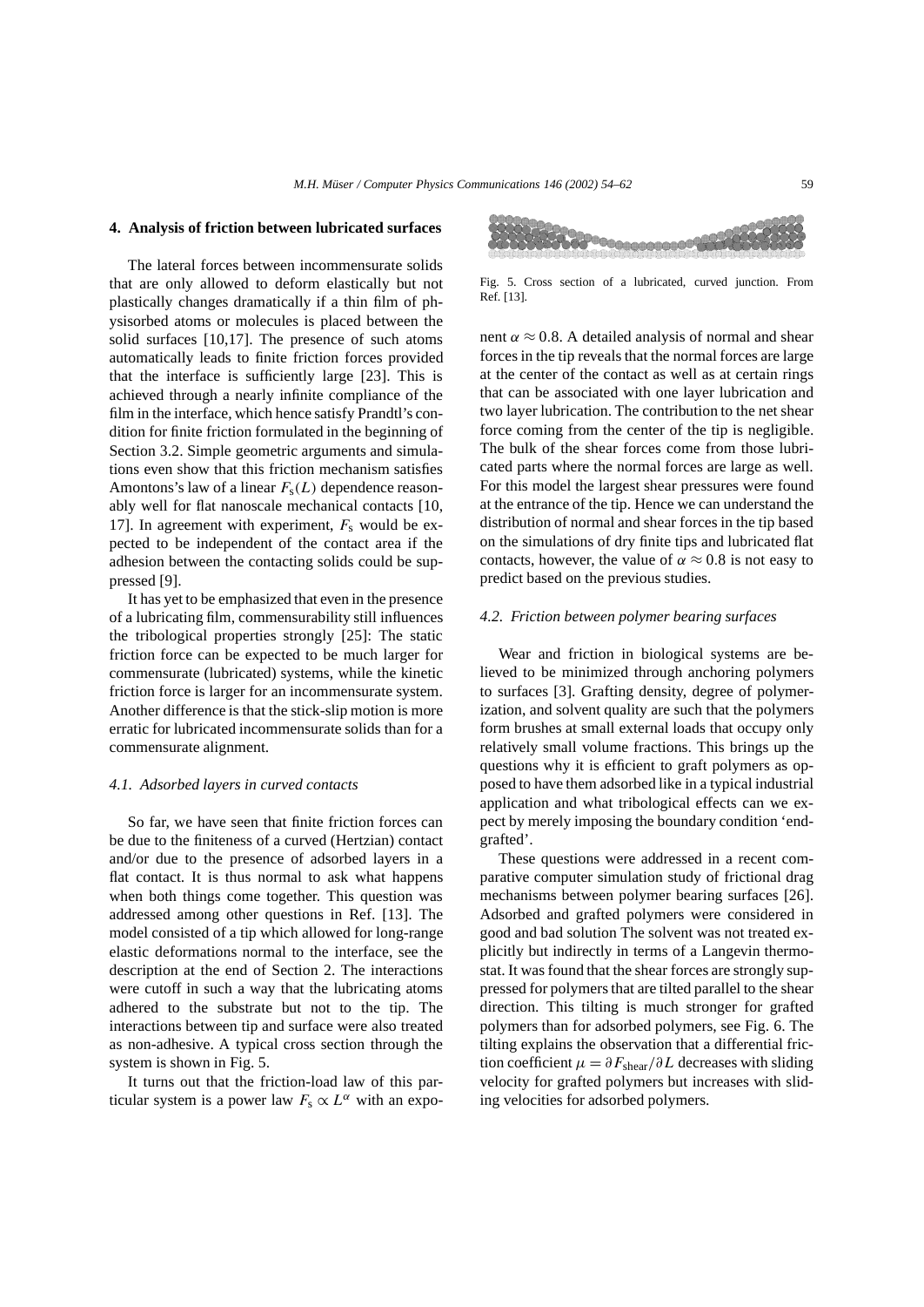## 4. Analysis of friction between lubricated surfaces

The lateral forces between incommensurate solids that are only allowed to deform elastically but not plastically changes dramatically if a thin film of physisorbed atoms or molecules is placed between the solid surfaces [10,17]. The presence of such atoms automatically leads to finite friction forces provided that the interface is sufficiently large [23]. This is achieved through a nearly infinite compliance of the film in the interface, which hence satisfy Prandtl's condition for finite friction formulated in the beginning of Section 3.2. Simple geometric arguments and simulations even show that this friction mechanism satisfies Amontons's law of a linear $F_s(L)$ dependence reasonably well for flat nanoscale mechanical contacts [10, 17]. In agreement with experiment, $F_s$ would be expected to be independent of the contact area if the adhesion between the contacting solids could be suppressed [9].

It has yet to be emphasized that even in the presence of a lubricating film, commensurability still influences the tribological properties strongly [25]: The static friction force can be expected to be much larger for commensurate (lubricated) systems, while the kinetic friction force is larger for an incommensurate system. Another difference is that the stick-slip motion is more erratic for lubricated incommensurate solids than for a commensurate alignment.

### 4.1. Adsorbed layers in curved contacts

So far, we have seen that finite friction forces can be due to the finiteness of a curved (Hertzian) contact and/or due to the presence of adsorbed layers in a flat contact. It is thus normal to ask what happens when both things come together. This question was addressed among other questions in Ref. [13]. The model consisted of a tip which allowed for long-range elastic deformations normal to the interface, see the description at the end of Section 2. The interactions were cutoff in such a way that the lubricating atoms adhered to the substrate but not to the tip. The interactions between tip and surface were also treated as non-adhesive. A typical cross section through the system is shown in Fig. 5.

Fig. 5. Cross section of a lubricated, curved junction. From Ref. [13].

It turns out that the friction-load law of this particular system is a power law $F_s \propto L^{\alpha}$ with an exponent $\alpha \approx 0.8$. A detailed analysis of normal and shear forces in the tip reveals that the normal forces are large at the center of the contact as well as at certain rings that can be associated with one layer lubrication and two layer lubrication. The contribution to the net shear force coming from the center of the tip is negligible. The bulk of the shear forces come from those lubricated parts where the normal forces are large as well. For this model the largest shear pressures were found at the entrance of the tip. Hence we can understand the distribution of normal and shear forces in the tip based on the simulations of dry finite tips and lubricated flat contacts, however, the value of $\alpha \approx 0.8$ is not easy to predict based on the previous studies.

### 4.2. Friction between polymer bearing surfaces

Wear and friction in biological systems are believed to be minimized through anchoring polymers to surfaces [3]. Grafting density, degree of polymerization, and solvent quality are such that the polymers form brushes at small external loads that occupy only relatively small volume fractions. This brings up the questions why it is efficient to graft polymers as opposed to have them adsorbed like in a typical industrial application and what tribological effects can we expect by merely imposing the boundary condition 'end-grafted'.

These questions were addressed in a recent comparative computer simulation study of frictional drag mechanisms between polymer bearing surfaces [26]. Adsorbed and grafted polymers were considered in good and bad solution The solvent was not treated explicitly but indirectly in terms of a Langevin thermostat. It was found that the shear forces are strongly suppressed for polymers that are tilted parallel to the shear direction. This tilting is much stronger for grafted polymers than for adsorbed polymers, see Fig. 6. The tilting explains the observation that a differential friction coefficient $\mu = \partial F_{\text{shear}}/\partial L$ decreases with sliding velocity for grafted polymers but increases with sliding velocities for adsorbed polymers.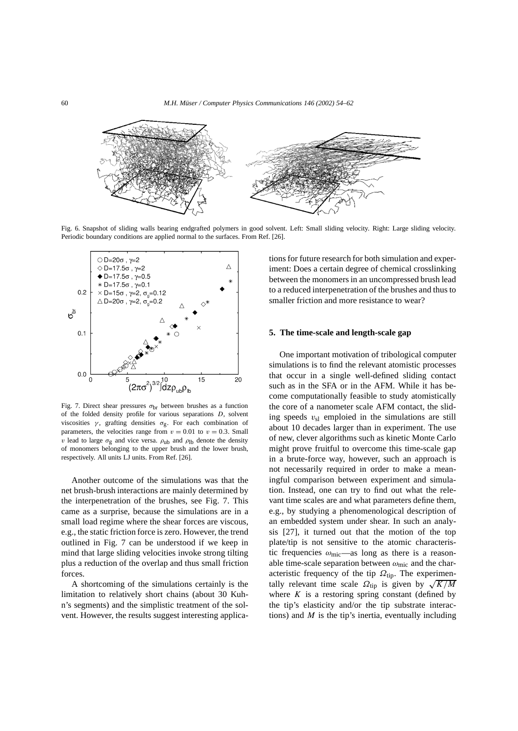Fig. 6. Snapshot of sliding walls bearing endgrafted polymers in good solvent. Left: Small sliding velocity. Right: Large sliding velocity. Periodic boundary conditions are applied normal to the surfaces. From Ref. [26].

Fig. 7. Direct shear pressures $\sigma_{\rm br}$ between brushes as a function of the folded density profile for various separations $D$, solvent viscosities $\gamma$, grafting densities $\sigma_{\rm g}$. For each combination of parameters, the velocities range from $v = 0.01$ to $v = 0.3$. Small $v$ lead to large $\sigma_{\rm g}$ and vice versa. $\rho_{\rm ub}$ and $\rho_{\rm lb}$ denote the density of monomers belonging to the upper brush and the lower brush, respectively. All units LJ units. From Ref. [26].

Another outcome of the simulations was that the net brush-brush interactions are mainly determined by the interpenetration of the brushes, see Fig. 7. This came as a surprise, because the simulations are in a small load regime where the shear forces are viscous, e.g., the static friction force is zero. However, the trend outlined in Fig. 7 can be understood if we keep in mind that large sliding velocities invoke strong tilting plus a reduction of the overlap and thus small friction forces.

A shortcoming of the simulations certainly is the limitation to relatively short chains (about 30 Kuhn's segments) and the simplistic treatment of the solvent. However, the results suggest interesting applications for future research for both simulation and experiment: Does a certain degree of chemical crosslinking between the monomers in an uncompressed brush lead to a reduced interpenetration of the brushes and thus to smaller friction and more resistance to wear?

## 5. The time-scale and length-scale gap

One important motivation of tribological computer simulations is to find the relevant atomistic processes that occur in a single well-defined sliding contact such as in the SFA or in the AFM. While it has become computationally feasible to study atomistically the core of a nanometer scale AFM contact, the sliding speeds $v_{\rm sl}$ emploied in the simulations are still about 10 decades larger than in experiment. The use of new, clever algorithms such as kinetic Monte Carlo might prove fruitful to overcome this time-scale gap in a brute-force way, however, such an approach is not necessarily required in order to make a meaningful comparison between experiment and simulation. Instead, one can try to find out what the relevant time scales are and what parameters define them, e.g., by studying a phenomenological description of an embedded system under shear. In such an analysis [27], it turned out that the motion of the top plate/tip is not sensitive to the atomic characteristic frequencies $\omega_{\rm mic}$—as long as there is a reasonable time-scale separation between $\omega_{\rm mic}$ and the characteristic frequency of the tip $\Omega_{\rm tip}$. The experimentally relevant time scale $\Omega_{\rm tip}$ is given by $\sqrt{K/M}$ where $K$ is a restoring spring constant (defined by the tip's elasticity and/or the tip substrate interactions) and $M$ is the tip's inertia, eventually including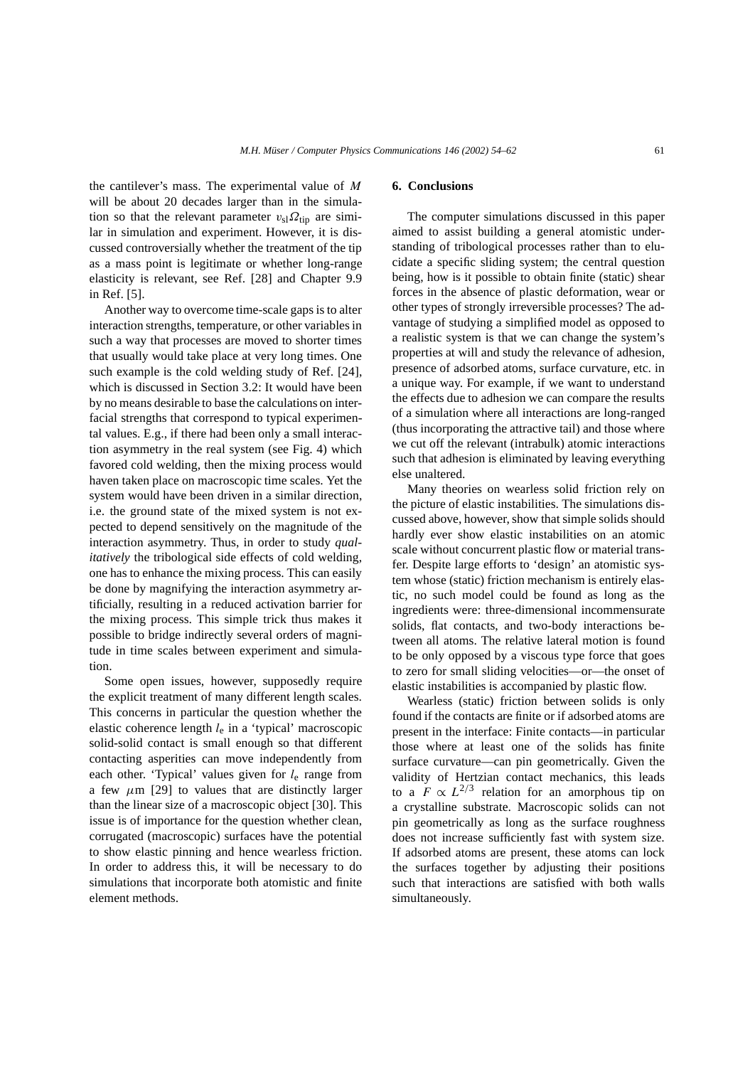the cantilever's mass. The experimental value of $M$ will be about 20 decades larger than in the simulation so that the relevant parameter $v_{sl}\Omega_{tip}$ are similar in simulation and experiment. However, it is discussed controversially whether the treatment of the tip as a mass point is legitimate or whether long-range elasticity is relevant, see Ref. [28] and Chapter 9.9 in Ref. [5].

Another way to overcome time-scale gaps is to alter interaction strengths, temperature, or other variables in such a way that processes are moved to shorter times that usually would take place at very long times. One such example is the cold welding study of Ref. [24], which is discussed in Section 3.2: It would have been by no means desirable to base the calculations on interfacial strengths that correspond to typical experimental values. E.g., if there had been only a small interaction asymmetry in the real system (see Fig. 4) which favored cold welding, then the mixing process would haven taken place on macroscopic time scales. Yet the system would have been driven in a similar direction, i.e. the ground state of the mixed system is not expected to depend sensitively on the magnitude of the interaction asymmetry. Thus, in order to study *qualitatively* the tribological side effects of cold welding, one has to enhance the mixing process. This can easily be done by magnifying the interaction asymmetry artificially, resulting in a reduced activation barrier for the mixing process. This simple trick thus makes it possible to bridge indirectly several orders of magnitude in time scales between experiment and simulation.

Some open issues, however, supposedly require the explicit treatment of many different length scales. This concerns in particular the question whether the elastic coherence length $l_e$ in a 'typical' macroscopic solid-solid contact is small enough so that different contacting asperities can move independently from each other. 'Typical' values given for $l_e$ range from a few $\mu$m [29] to values that are distinctly larger than the linear size of a macroscopic object [30]. This issue is of importance for the question whether clean, corrugated (macroscopic) surfaces have the potential to show elastic pinning and hence wearless friction. In order to address this, it will be necessary to do simulations that incorporate both atomistic and finite element methods.

## 6. Conclusions

The computer simulations discussed in this paper aimed to assist building a general atomistic understanding of tribological processes rather than to elucidate a specific sliding system; the central question being, how is it possible to obtain finite (static) shear forces in the absence of plastic deformation, wear or other types of strongly irreversible processes? The advantage of studying a simplified model as opposed to a realistic system is that we can change the system's properties at will and study the relevance of adhesion, presence of adsorbed atoms, surface curvature, etc. in a unique way. For example, if we want to understand the effects due to adhesion we can compare the results of a simulation where all interactions are long-ranged (thus incorporating the attractive tail) and those where we cut off the relevant (intrabulk) atomic interactions such that adhesion is eliminated by leaving everything else unaltered.

Many theories on wearless solid friction rely on the picture of elastic instabilities. The simulations discussed above, however, show that simple solids should hardly ever show elastic instabilities on an atomic scale without concurrent plastic flow or material transfer. Despite large efforts to 'design' an atomistic system whose (static) friction mechanism is entirely elastic, no such model could be found as long as the ingredients were: three-dimensional incommensurate solids, flat contacts, and two-body interactions between all atoms. The relative lateral motion is found to be only opposed by a viscous type force that goes to zero for small sliding velocities—or—the onset of elastic instabilities is accompanied by plastic flow.

Wearless (static) friction between solids is only found if the contacts are finite or if adsorbed atoms are present in the interface: Finite contacts—in particular those where at least one of the solids has finite surface curvature—can pin geometrically. Given the validity of Hertzian contact mechanics, this leads to a $F \propto L^{2/3}$ relation for an amorphous tip on a crystalline substrate. Macroscopic solids can not pin geometrically as long as the surface roughness does not increase sufficiently fast with system size. If adsorbed atoms are present, these atoms can lock the surfaces together by adjusting their positions such that interactions are satisfied with both walls simultaneously.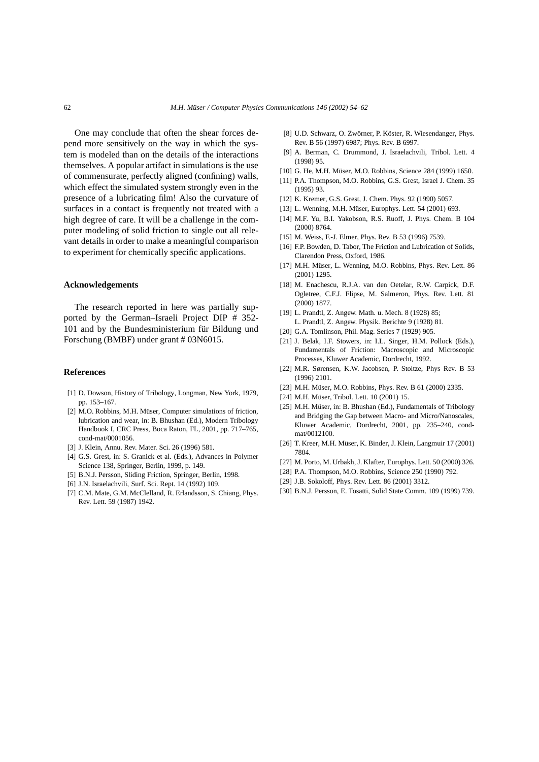One may conclude that often the shear forces depend more sensitively on the way in which the system is modeled than on the details of the interactions themselves. A popular artifact in simulations is the use of commensurate, perfectly aligned (confining) walls, which effect the simulated system strongly even in the presence of a lubricating film! Also the curvature of surfaces in a contact is frequently not treated with a high degree of care. It will be a challenge in the computer modeling of solid friction to single out all relevant details in order to make a meaningful comparison to experiment for chemically specific applications.

## Acknowledgements

The research reported in here was partially supported by the German–Israeli Project DIP # 352-101 and by the Bundesministerium für Bildung und Forschung (BMBF) under grant # 03N6015.

## References

[1] D. Dowson, History of Tribology, Longman, New York, 1979, pp. 153–167.

[2] M.O. Robbins, M.H. Müser, Computer simulations of friction, lubrication and wear, in: B. Bhushan (Ed.), Modern Tribology Handbook I, CRC Press, Boca Raton, FL, 2001, pp. 717–765, cond-mat/0001056.

[3] J. Klein, Annu. Rev. Mater. Sci. 26 (1996) 581.

[4] G.S. Grest, in: S. Granick et al. (Eds.), Advances in Polymer Science 138, Springer, Berlin, 1999, p. 149.

[5] B.N.J. Persson, Sliding Friction, Springer, Berlin, 1998.

[6] J.N. Israelachvili, Surf. Sci. Rept. 14 (1992) 109.

[7] C.M. Mate, G.M. McClelland, R. Erlandsson, S. Chiang, Phys. Rev. Lett. 59 (1987) 1942.

[8] U.D. Schwarz, O. Zwörner, P. Köster, R. Wiesendanger, Phys. Rev. B 56 (1997) 6987; Phys. Rev. B 6997.

[9] A. Berman, C. Drummond, J. Israelachvili, Tribol. Lett. 4 (1998) 95.

[10] G. He, M.H. Müser, M.O. Robbins, Science 284 (1999) 1650.

[11] P.A. Thompson, M.O. Robbins, G.S. Grest, Israel J. Chem. 35 (1995) 93.

[12] K. Kremer, G.S. Grest, J. Chem. Phys. 92 (1990) 5057.

[13] L. Wenning, M.H. Müser, Europhys. Lett. 54 (2001) 693.

[14] M.F. Yu, B.I. Yakobson, R.S. Ruoff, J. Phys. Chem. B 104 (2000) 8764.

[15] M. Weiss, F.-J. Elmer, Phys. Rev. B 53 (1996) 7539.

[16] F.P. Bowden, D. Tabor, The Friction and Lubrication of Solids, Clarendon Press, Oxford, 1986.

[17] M.H. Müser, L. Wenning, M.O. Robbins, Phys. Rev. Lett. 86 (2001) 1295.

[18] M. Enachescu, R.J.A. van den Oetelar, R.W. Carpick, D.F. Ogletree, C.F.J. Flipse, M. Salmeron, Phys. Rev. Lett. 81 (2000) 1877.

[19] L. Prandtl, Z. Angew. Math. u. Mech. 8 (1928) 85;
L. Prandtl, Z. Angew. Physik. Berichte 9 (1928) 81.

[20] G.A. Tomlinson, Phil. Mag. Series 7 (1929) 905.

[21] J. Belak, I.F. Stowers, in: I.L. Singer, H.M. Pollock (Eds.), Fundamentals of Friction: Macroscopic and Microscopic Processes, Kluwer Academic, Dordrecht, 1992.

[22] M.R. Sørensen, K.W. Jacobsen, P. Stoltze, Phys Rev. B 53 (1996) 2101.

[23] M.H. Müser, M.O. Robbins, Phys. Rev. B 61 (2000) 2335.

[24] M.H. Müser, Tribol. Lett. 10 (2001) 15.

[25] M.H. Müser, in: B. Bhushan (Ed.), Fundamentals of Tribology and Bridging the Gap between Macro- and Micro/Nanoscales, Kluwer Academic, Dordrecht, 2001, pp. 235–240, cond-mat/0012100.

[26] T. Kreer, M.H. Müser, K. Binder, J. Klein, Langmuir 17 (2001) 7804.

[27] M. Porto, M. Urbakh, J. Klafter, Europhys. Lett. 50 (2000) 326.

[28] P.A. Thompson, M.O. Robbins, Science 250 (1990) 792.

[29] J.B. Sokoloff, Phys. Rev. Lett. 86 (2001) 3312.

[30] B.N.J. Persson, E. Tosatti, Solid State Comm. 109 (1999) 739.